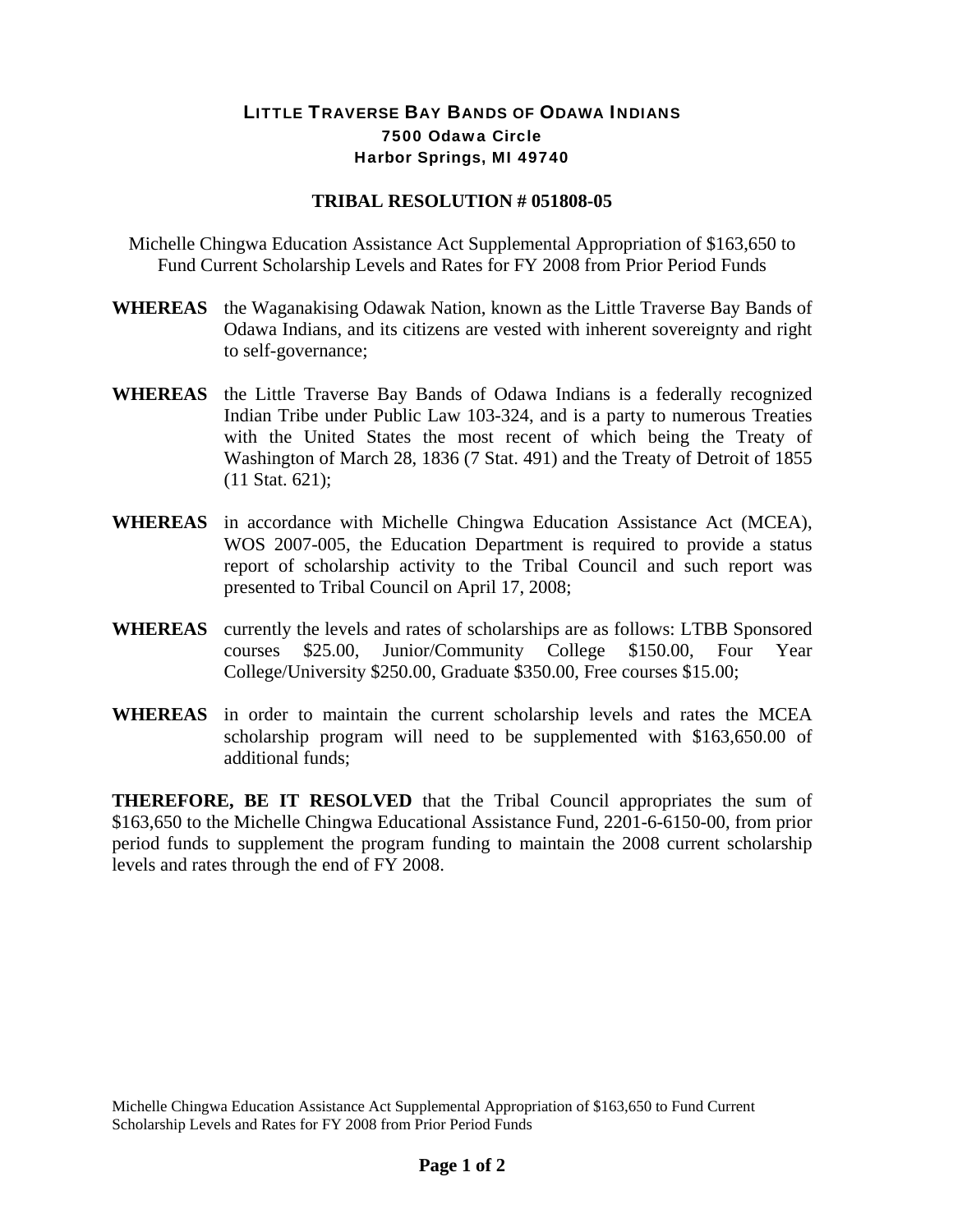# LITTLE TRAVERSE BAY BANDS OF ODAWA INDIANS

**7500 Odawa Circle**
**Harbor Springs, MI 49740**

## TRIBAL RESOLUTION # 051808-05

Michelle Chingwa Education Assistance Act Supplemental Appropriation of $163,650 to Fund Current Scholarship Levels and Rates for FY 2008 from Prior Period Funds

**WHEREAS** the Waganakising Odawak Nation, known as the Little Traverse Bay Bands of Odawa Indians, and its citizens are vested with inherent sovereignty and right to self-governance;

**WHEREAS** the Little Traverse Bay Bands of Odawa Indians is a federally recognized Indian Tribe under Public Law 103-324, and is a party to numerous Treaties with the United States the most recent of which being the Treaty of Washington of March 28, 1836 (7 Stat. 491) and the Treaty of Detroit of 1855 (11 Stat. 621);

**WHEREAS** in accordance with Michelle Chingwa Education Assistance Act (MCEA), WOS 2007-005, the Education Department is required to provide a status report of scholarship activity to the Tribal Council and such report was presented to Tribal Council on April 17, 2008;

**WHEREAS** currently the levels and rates of scholarships are as follows: LTBB Sponsored courses $25.00, Junior/Community College $150.00, Four Year College/University $250.00, Graduate $350.00, Free courses $15.00;

**WHEREAS** in order to maintain the current scholarship levels and rates the MCEA scholarship program will need to be supplemented with $163,650.00 of additional funds;

**THEREFORE, BE IT RESOLVED** that the Tribal Council appropriates the sum of $163,650 to the Michelle Chingwa Educational Assistance Fund, 2201-6-6150-00, from prior period funds to supplement the program funding to maintain the 2008 current scholarship levels and rates through the end of FY 2008.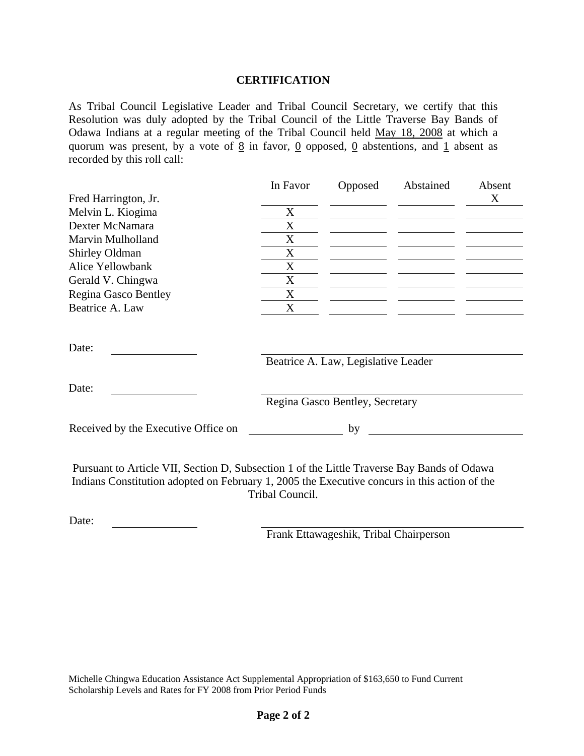## CERTIFICATION

As Tribal Council Legislative Leader and Tribal Council Secretary, we certify that this Resolution was duly adopted by the Tribal Council of the Little Traverse Bay Bands of Odawa Indians at a regular meeting of the Tribal Council held May 18, 2008 at which a quorum was present, by a vote of 8 in favor, 0 opposed, 0 abstentions, and 1 absent as recorded by this roll call:

| | In Favor | Opposed | Abstained | Absent |
|---|---|---|---|---|
| Fred Harrington, Jr. | | | | X |
| Melvin L. Kiogima | X | | | |
| Dexter McNamara | X | | | |
| Marvin Mulholland | X | | | |
| Shirley Oldman | X | | | |
| Alice Yellowbank | X | | | |
| Gerald V. Chingwa | X | | | |
| Regina Gasco Bentley | X | | | |
| Beatrice A. Law | X | | | |

Date: ______________ ______________________________
Beatrice A. Law, Legislative Leader

Date: ______________ ______________________________
Regina Gasco Bentley, Secretary

Received by the Executive Office on ______________ by ______________________

Pursuant to Article VII, Section D, Subsection 1 of the Little Traverse Bay Bands of Odawa Indians Constitution adopted on February 1, 2005 the Executive concurs in this action of the Tribal Council.

Date: ______________ ______________________________
Frank Ettawageshik, Tribal Chairperson

Michelle Chingwa Education Assistance Act Supplemental Appropriation of $163,650 to Fund Current Scholarship Levels and Rates for FY 2008 from Prior Period Funds